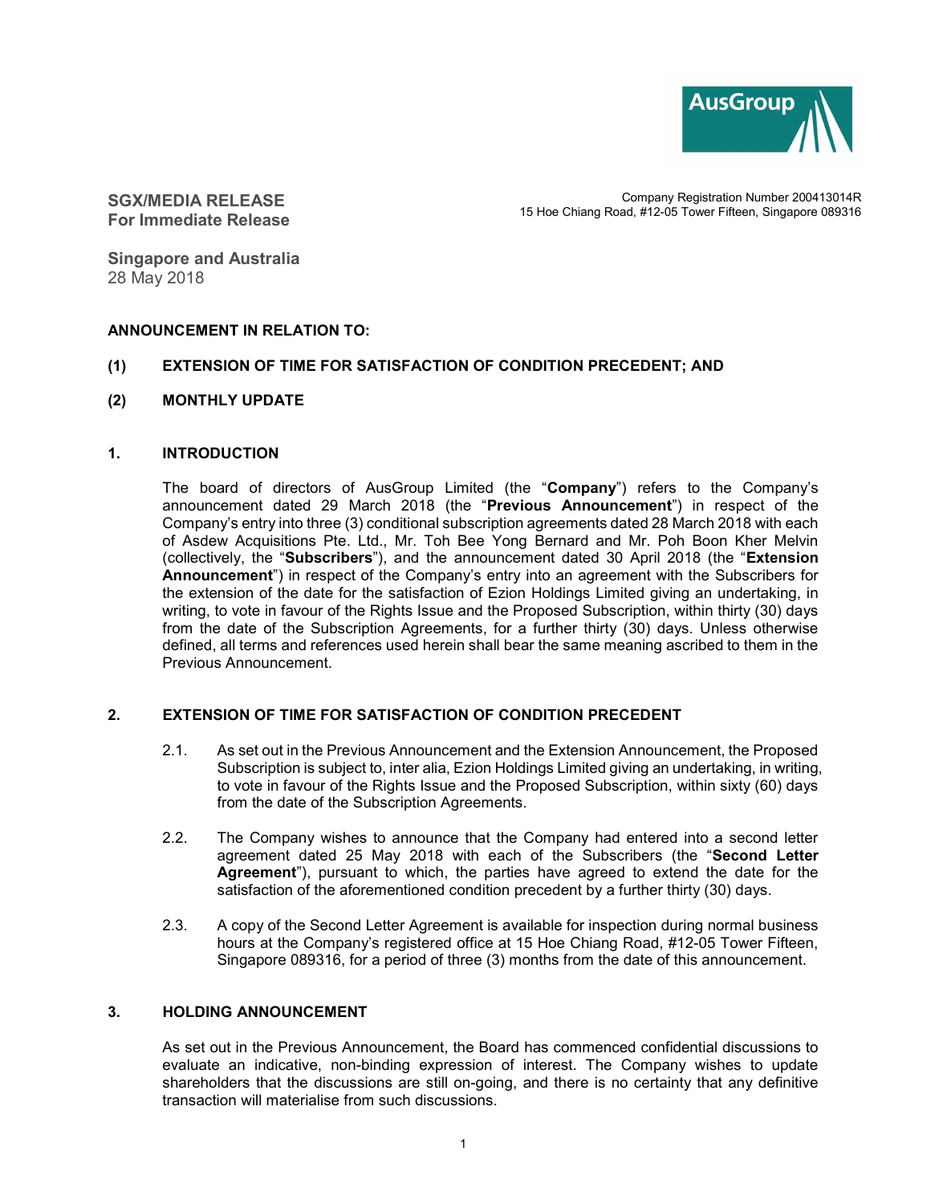AusGroup

**SGX/MEDIA RELEASE**
**For Immediate Release**

Company Registration Number 200413014R
15 Hoe Chiang Road, #12-05 Tower Fifteen, Singapore 089316

**Singapore and Australia**
28 May 2018

**ANNOUNCEMENT IN RELATION TO:**

**(1) EXTENSION OF TIME FOR SATISFACTION OF CONDITION PRECEDENT; AND**

**(2) MONTHLY UPDATE**

## 1. INTRODUCTION

The board of directors of AusGroup Limited (the "**Company**") refers to the Company's announcement dated 29 March 2018 (the "**Previous Announcement**") in respect of the Company's entry into three (3) conditional subscription agreements dated 28 March 2018 with each of Asdew Acquisitions Pte. Ltd., Mr. Toh Bee Yong Bernard and Mr. Poh Boon Kher Melvin (collectively, the "**Subscribers**"), and the announcement dated 30 April 2018 (the "**Extension Announcement**") in respect of the Company's entry into an agreement with the Subscribers for the extension of the date for the satisfaction of Ezion Holdings Limited giving an undertaking, in writing, to vote in favour of the Rights Issue and the Proposed Subscription, within thirty (30) days from the date of the Subscription Agreements, for a further thirty (30) days. Unless otherwise defined, all terms and references used herein shall bear the same meaning ascribed to them in the Previous Announcement.

## 2. EXTENSION OF TIME FOR SATISFACTION OF CONDITION PRECEDENT

2.1. As set out in the Previous Announcement and the Extension Announcement, the Proposed Subscription is subject to, inter alia, Ezion Holdings Limited giving an undertaking, in writing, to vote in favour of the Rights Issue and the Proposed Subscription, within sixty (60) days from the date of the Subscription Agreements.

2.2. The Company wishes to announce that the Company had entered into a second letter agreement dated 25 May 2018 with each of the Subscribers (the "**Second Letter Agreement**"), pursuant to which, the parties have agreed to extend the date for the satisfaction of the aforementioned condition precedent by a further thirty (30) days.

2.3. A copy of the Second Letter Agreement is available for inspection during normal business hours at the Company's registered office at 15 Hoe Chiang Road, #12-05 Tower Fifteen, Singapore 089316, for a period of three (3) months from the date of this announcement.

## 3. HOLDING ANNOUNCEMENT

As set out in the Previous Announcement, the Board has commenced confidential discussions to evaluate an indicative, non-binding expression of interest. The Company wishes to update shareholders that the discussions are still on-going, and there is no certainty that any definitive transaction will materialise from such discussions.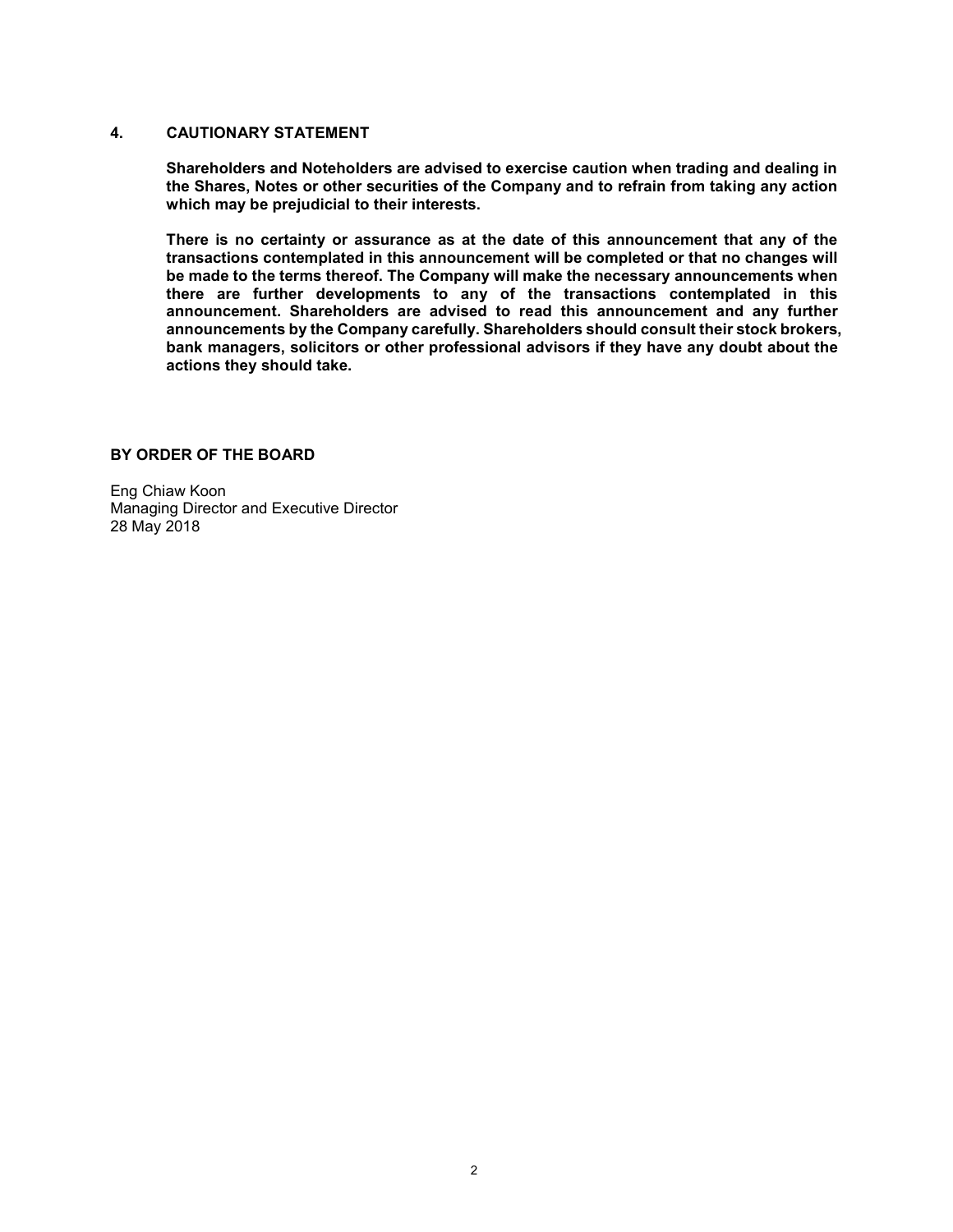## 4. CAUTIONARY STATEMENT

**Shareholders and Noteholders are advised to exercise caution when trading and dealing in the Shares, Notes or other securities of the Company and to refrain from taking any action which may be prejudicial to their interests.**

**There is no certainty or assurance as at the date of this announcement that any of the transactions contemplated in this announcement will be completed or that no changes will be made to the terms thereof. The Company will make the necessary announcements when there are further developments to any of the transactions contemplated in this announcement. Shareholders are advised to read this announcement and any further announcements by the Company carefully. Shareholders should consult their stock brokers, bank managers, solicitors or other professional advisors if they have any doubt about the actions they should take.**

**BY ORDER OF THE BOARD**

Eng Chiaw Koon
Managing Director and Executive Director
28 May 2018